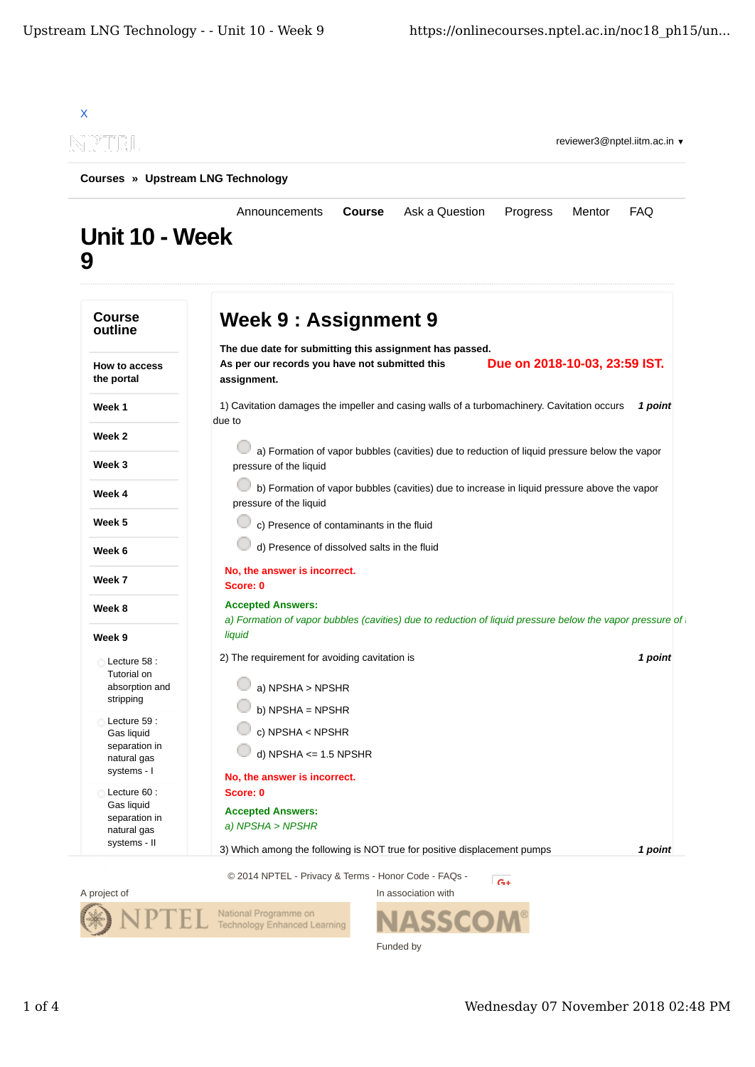X

reviewer3@nptel.iitm.ac.in ▾

**Courses** » **Upstream LNG Technology**

Announcements **Course** Ask a Question Progress Mentor FAQ

# Unit 10 - Week 9

**Course outline**

**How to access the portal**

**Week 1**

**Week 2**

**Week 3**

**Week 4**

**Week 5**

**Week 6**

**Week 7**

**Week 8**

**Week 9**

- Lecture 58 : Tutorial on absorption and stripping
- Lecture 59 : Gas liquid separation in natural gas systems - I
- Lecture 60 : Gas liquid separation in natural gas systems - II

## Week 9 : Assignment 9

**The due date for submitting this assignment has passed.**

**Due on 2018-10-03, 23:59 IST.**

**As per our records you have not submitted this assignment.**

1) Cavitation damages the impeller and casing walls of a turbomachinery. Cavitation occurs due to *1 point*

- a) Formation of vapor bubbles (cavities) due to reduction of liquid pressure below the vapor pressure of the liquid
- b) Formation of vapor bubbles (cavities) due to increase in liquid pressure above the vapor pressure of the liquid
- c) Presence of contaminants in the fluid
- d) Presence of dissolved salts in the fluid

**No, the answer is incorrect.**
**Score: 0**

**Accepted Answers:**
*a) Formation of vapor bubbles (cavities) due to reduction of liquid pressure below the vapor pressure of the liquid*

2) The requirement for avoiding cavitation is *1 point*

- a) NPSHA > NPSHR
- b) NPSHA = NPSHR
- c) NPSHA < NPSHR
- d) NPSHA <= 1.5 NPSHR

**No, the answer is incorrect.**
**Score: 0**

**Accepted Answers:**
*a) NPSHA > NPSHR*

3) Which among the following is NOT true for positive displacement pumps *1 point*

© 2014 NPTEL - Privacy & Terms - Honor Code - FAQs -

A project of

In association with

Funded by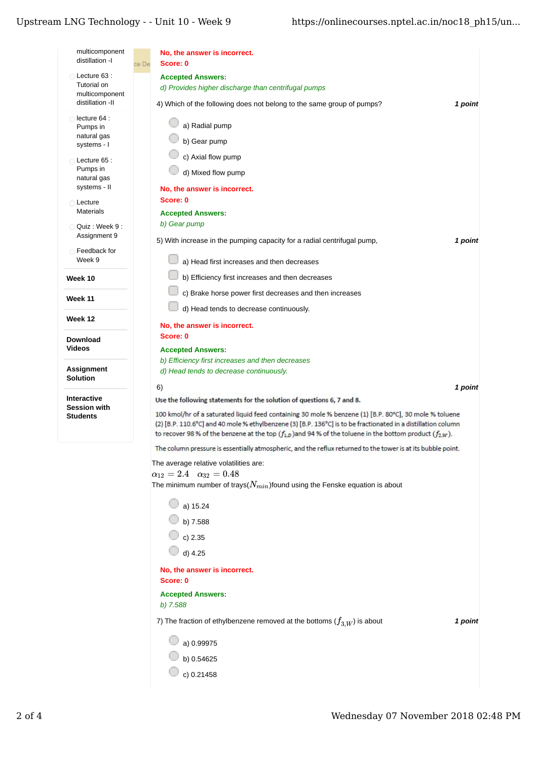- multicomponent distillation -I
- Lecture 63 : Tutorial on multicomponent distillation -II
- lecture 64 : Pumps in natural gas systems - I
- Lecture 65 : Pumps in natural gas systems - II
- Lecture Materials
- Quiz : Week 9 : Assignment 9
- Feedback for Week 9

**Week 10**

**Week 11**

**Week 12**

**Download Videos**

**Assignment Solution**

**Interactive Session with Students**

**No, the answer is incorrect.**
**Score: 0**

**Accepted Answers:**
*d) Provides higher discharge than centrifugal pumps*

4) Which of the following does not belong to the same group of pumps? ***1 point***

- a) Radial pump
- b) Gear pump
- c) Axial flow pump
- d) Mixed flow pump

**No, the answer is incorrect.**
**Score: 0**

**Accepted Answers:**
*b) Gear pump*

5) With increase in the pumping capacity for a radial centrifugal pump, ***1 point***

- a) Head first increases and then decreases
- b) Efficiency first increases and then decreases
- c) Brake horse power first decreases and then increases
- d) Head tends to decrease continuously.

**No, the answer is incorrect.**
**Score: 0**

**Accepted Answers:**
*b) Efficiency first increases and then decreases*
*d) Head tends to decrease continuously.*

6) ***1 point***

**Use the following statements for the solution of questions 6, 7 and 8.**

100 kmol/hr of a saturated liquid feed containing 30 mole % benzene (1) [B.P. 80°C], 30 mole % toluene (2) [B.P. 110.6°C] and 40 mole % ethylbenzene (3) [B.P. 136°C] is to be fractionated in a distillation column to recover 98 % of the benzene at the top ($f_{1,D}$)and 94 % of the toluene in the bottom product ($f_{2,W}$).

The column pressure is essentially atmospheric, and the reflux returned to the tower is at its bubble point.

The average relative volatilities are:
$\alpha_{12} = 2.4 \quad \alpha_{32} = 0.48$
The minimum number of trays($N_{min}$)found using the Fenske equation is about

- a) 15.24
- b) 7.588
- c) 2.35
- d) 4.25

**No, the answer is incorrect.**
**Score: 0**

**Accepted Answers:**
*b) 7.588*

7) The fraction of ethylbenzene removed at the bottoms ($f_{3,W}$) is about ***1 point***

- a) 0.99975
- b) 0.54625
- c) 0.21458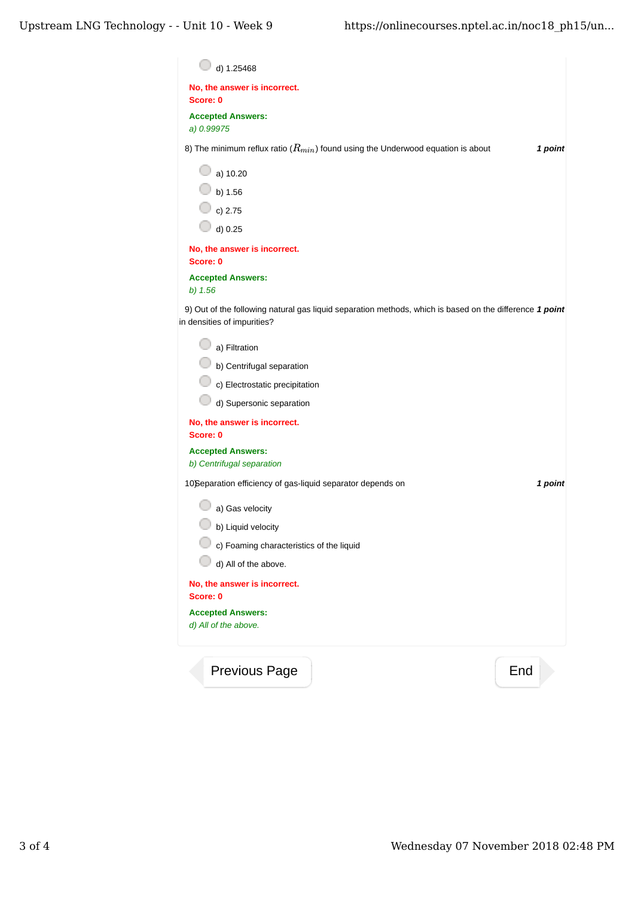d) 1.25468

**No, the answer is incorrect.**
**Score: 0**

**Accepted Answers:**
*a) 0.99975*

8) The minimum reflux ratio ($R_{min}$) found using the Underwood equation is about ***1 point***

a) 10.20

b) 1.56

c) 2.75

d) 0.25

**No, the answer is incorrect.**
**Score: 0**

**Accepted Answers:**
*b) 1.56*

9) Out of the following natural gas liquid separation methods, which is based on the difference in densities of impurities? ***1 point***

a) Filtration

b) Centrifugal separation

c) Electrostatic precipitation

d) Supersonic separation

**No, the answer is incorrect.**
**Score: 0**

**Accepted Answers:**
*b) Centrifugal separation*

10) Separation efficiency of gas-liquid separator depends on ***1 point***

a) Gas velocity

b) Liquid velocity

c) Foaming characteristics of the liquid

d) All of the above.

**No, the answer is incorrect.**
**Score: 0**

**Accepted Answers:**
*d) All of the above.*

Previous Page

End